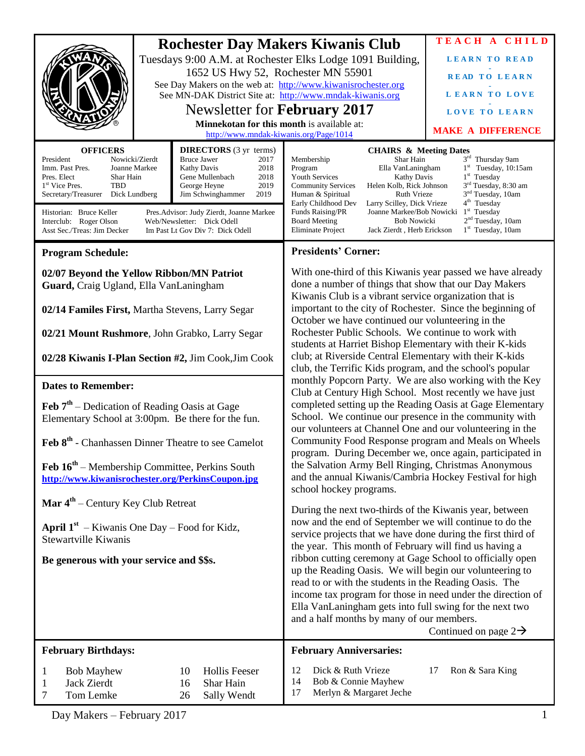# Rochester Day Makers Kiwanis Club

Tuesdays 9:00 A.M. at Rochester Elks Lodge 1091 Building, 1652 US Hwy 52, Rochester MN 55901

See Day Makers on the web at: http://www.kiwanisrochester.org

See MN-DAK District Site at: http://www.mndak-kiwanis.org

## Newsletter for February 2017

**Minnekotan for this month** is available at: http://www.mndak-kiwanis.org/Page/1014

**TEACH A CHILD**
**LEARN TO READ**
-
**READ TO LEARN**
-
**LEARN TO LOVE**
-
**LOVE TO LEARN**

**MAKE A DIFFERENCE**

| **OFFICERS** | |
|---|---|
| President | Nowicki/Zierdt |
| Imm. Past Pres. | Joanne Markee |
| Pres. Elect | Shar Hain |
| 1st Vice Pres. | TBD |
| Secretary/Treasurer | Dick Lundberg |

| **DIRECTORS** (3 yr terms) | |
|---|---|
| Bruce Jawer | 2017 |
| Kathy Davis | 2018 |
| Gene Mullenbach | 2018 |
| George Heyne | 2019 |
| Jim Schwinghammer | 2019 |

Historian: Bruce Keller
Interclub: Roger Olson
Asst Sec./Treas: Jim Decker
Pres.Advisor: Judy Zierdt, Joanne Markee
Web/Newsletter: Dick Odell
Im Past Lt Gov Div 7: Dick Odell

| **CHAIRS & Meeting Dates** | | |
|---|---|---|
| Membership | Shar Hain | 3rd Thursday 9am |
| Program | Ella VanLaningham | 1st Tuesday, 10:15am |
| Youth Services | Kathy Davis | 1st Tuesday |
| Community Services | Helen Kolb, Rick Johnson | 3rd Tuesday, 8:30 am |
| Human & Spiritual | Ruth Vrieze | 3nd Tuesday, 10am |
| Early Childhood Dev | Larry Scilley, Dick Vrieze | 4th Tuesday |
| Funds Raising/PR | Joanne Markee/Bob Nowicki | 1st Tuesday |
| Board Meeting | Bob Nowicki | 2nd Tuesday, 10am |
| Eliminate Project | Jack Zierdt , Herb Erickson | 1st Tuesday, 10am |

## Program Schedule:

**02/07 Beyond the Yellow Ribbon/MN Patriot Guard,** Craig Ugland, Ella VanLaningham

**02/14 Familes First,** Martha Stevens, Larry Segar

**02/21 Mount Rushmore**, John Grabko, Larry Segar

**02/28 Kiwanis I-Plan Section #2,** Jim Cook,Jim Cook

## Dates to Remember:

**Feb 7th** – Dedication of Reading Oasis at Gage Elementary School at 3:00pm. Be there for the fun.

**Feb 8th** - Chanhassen Dinner Theatre to see Camelot

**Feb 16th** – Membership Committee, Perkins South **http://www.kiwanisrochester.org/PerkinsCoupon.jpg**

**Mar 4th** – Century Key Club Retreat

**April 1st** – Kiwanis One Day – Food for Kidz, Stewartville Kiwanis

**Be generous with your service and $$s.**

## Presidents' Corner:

With one-third of this Kiwanis year passed we have already done a number of things that show that our Day Makers Kiwanis Club is a vibrant service organization that is important to the city of Rochester. Since the beginning of October we have continued our volunteering in the Rochester Public Schools. We continue to work with students at Harriet Bishop Elementary with their K-kids club; at Riverside Central Elementary with their K-kids club, the Terrific Kids program, and the school's popular monthly Popcorn Party. We are also working with the Key Club at Century High School. Most recently we have just completed setting up the Reading Oasis at Gage Elementary School. We continue our presence in the community with our volunteers at Channel One and our volunteering in the Community Food Response program and Meals on Wheels program. During December we, once again, participated in the Salvation Army Bell Ringing, Christmas Anonymous and the annual Kiwanis/Cambria Hockey Festival for high school hockey programs.

During the next two-thirds of the Kiwanis year, between now and the end of September we will continue to do the service projects that we have done during the first third of the year. This month of February will find us having a ribbon cutting ceremony at Gage School to officially open up the Reading Oasis. We will begin our volunteering to read to or with the students in the Reading Oasis. The income tax program for those in need under the direction of Ella VanLaningham gets into full swing for the next two and a half months by many of our members.

Continued on page 2→

## February Birthdays:

| | | | |
|---|---|---|---|
| 1 | Bob Mayhew | 10 | Hollis Feeser |
| 1 | Jack Zierdt | 16 | Shar Hain |
| 7 | Tom Lemke | 26 | Sally Wendt |

## February Anniversaries:

| | | | |
|---|---|---|---|
| 12 | Dick & Ruth Vrieze | 17 | Ron & Sara King |
| 14 | Bob & Connie Mayhew | | |
| 17 | Merlyn & Margaret Jeche | | |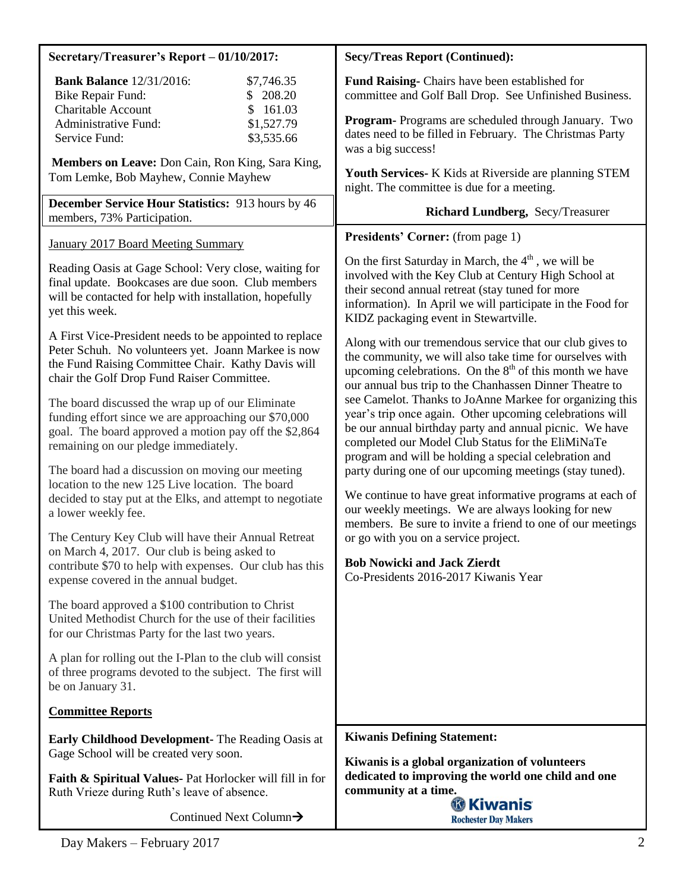**Secretary/Treasurer's Report – 01/10/2017:**

| | |
|---|---|
| **Bank Balance** 12/31/2016: | $7,746.35 |
| Bike Repair Fund: | $ 208.20 |
| Charitable Account | $ 161.03 |
| Administrative Fund: | $1,527.79 |
| Service Fund: | $3,535.66 |

**Members on Leave:** Don Cain, Ron King, Sara King, Tom Lemke, Bob Mayhew, Connie Mayhew

**December Service Hour Statistics:** 913 hours by 46 members, 73% Participation.

January 2017 Board Meeting Summary

Reading Oasis at Gage School: Very close, waiting for final update. Bookcases are due soon. Club members will be contacted for help with installation, hopefully yet this week.

A First Vice-President needs to be appointed to replace Peter Schuh. No volunteers yet. Joann Markee is now the Fund Raising Committee Chair. Kathy Davis will chair the Golf Drop Fund Raiser Committee.

The board discussed the wrap up of our Eliminate funding effort since we are approaching our $70,000 goal. The board approved a motion pay off the $2,864 remaining on our pledge immediately.

The board had a discussion on moving our meeting location to the new 125 Live location. The board decided to stay put at the Elks, and attempt to negotiate a lower weekly fee.

The Century Key Club will have their Annual Retreat on March 4, 2017. Our club is being asked to contribute $70 to help with expenses. Our club has this expense covered in the annual budget.

The board approved a $100 contribution to Christ United Methodist Church for the use of their facilities for our Christmas Party for the last two years.

A plan for rolling out the I-Plan to the club will consist of three programs devoted to the subject. The first will be on January 31.

**Committee Reports**

**Early Childhood Development-** The Reading Oasis at Gage School will be created very soon.

**Faith & Spiritual Values-** Pat Horlocker will fill in for Ruth Vrieze during Ruth's leave of absence.

Continued Next Column→

**Secy/Treas Report (Continued):**

**Fund Raising-** Chairs have been established for committee and Golf Ball Drop. See Unfinished Business.

**Program-** Programs are scheduled through January. Two dates need to be filled in February. The Christmas Party was a big success!

**Youth Services-** K Kids at Riverside are planning STEM night. The committee is due for a meeting.

**Richard Lundberg,** Secy/Treasurer

**Presidents' Corner:** (from page 1)

On the first Saturday in March, the 4th, we will be involved with the Key Club at Century High School at their second annual retreat (stay tuned for more information). In April we will participate in the Food for KIDZ packaging event in Stewartville.

Along with our tremendous service that our club gives to the community, we will also take time for ourselves with upcoming celebrations. On the 8th of this month we have our annual bus trip to the Chanhassen Dinner Theatre to see Camelot. Thanks to JoAnne Markee for organizing this year's trip once again. Other upcoming celebrations will be our annual birthday party and annual picnic. We have completed our Model Club Status for the EliMiNaTe program and will be holding a special celebration and party during one of our upcoming meetings (stay tuned).

We continue to have great informative programs at each of our weekly meetings. We are always looking for new members. Be sure to invite a friend to one of our meetings or go with you on a service project.

**Bob Nowicki and Jack Zierdt**
Co-Presidents 2016-2017 Kiwanis Year

**Kiwanis Defining Statement:**

**Kiwanis is a global organization of volunteers dedicated to improving the world one child and one community at a time.**

**Kiwanis**
**Rochester Day Makers**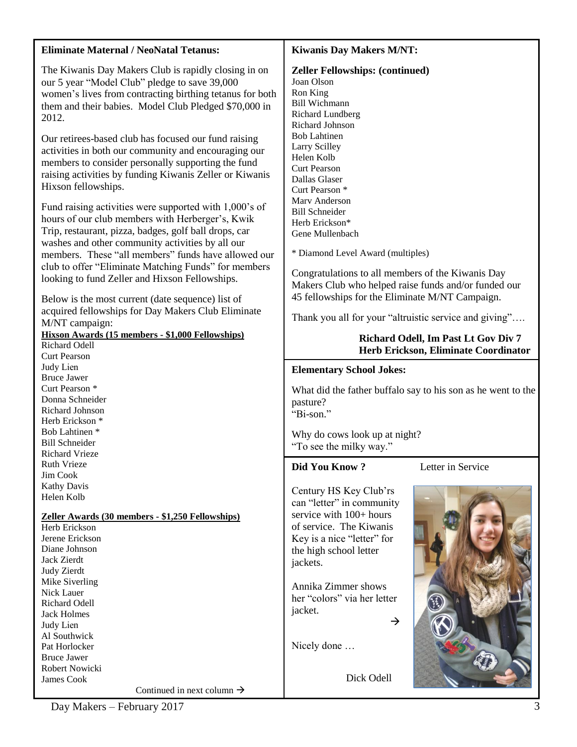## Eliminate Maternal / NeoNatal Tetanus:

The Kiwanis Day Makers Club is rapidly closing in on our 5 year "Model Club" pledge to save 39,000 women's lives from contracting birthing tetanus for both them and their babies. Model Club Pledged $70,000 in 2012.

Our retirees-based club has focused our fund raising activities in both our community and encouraging our members to consider personally supporting the fund raising activities by funding Kiwanis Zeller or Kiwanis Hixson fellowships.

Fund raising activities were supported with 1,000's of hours of our club members with Herberger's, Kwik Trip, restaurant, pizza, badges, golf ball drops, car washes and other community activities by all our members. These "all members" funds have allowed our club to offer "Eliminate Matching Funds" for members looking to fund Zeller and Hixson Fellowships.

Below is the most current (date sequence) list of acquired fellowships for Day Makers Club Eliminate M/NT campaign:

**Hixson Awards (15 members - $1,000 Fellowships)**

Richard Odell
Curt Pearson
Judy Lien
Bruce Jawer
Curt Pearson *
Donna Schneider
Richard Johnson
Herb Erickson *
Bob Lahtinen *
Bill Schneider
Richard Vrieze
Ruth Vrieze
Jim Cook
Kathy Davis
Helen Kolb

**Zeller Awards (30 members - $1,250 Fellowships)**

Herb Erickson
Jerene Erickson
Diane Johnson
Jack Zierdt
Judy Zierdt
Mike Siverling
Nick Lauer
Richard Odell
Jack Holmes
Judy Lien
Al Southwick
Pat Horlocker
Bruce Jawer
Robert Nowicki
James Cook

Continued in next column →

## Kiwanis Day Makers M/NT:

**Zeller Fellowships: (continued)**

Joan Olson
Ron King
Bill Wichmann
Richard Lundberg
Richard Johnson
Bob Lahtinen
Larry Scilley
Helen Kolb
Curt Pearson
Dallas Glaser
Curt Pearson *
Marv Anderson
Bill Schneider
Herb Erickson*
Gene Mullenbach

* Diamond Level Award (multiples)

Congratulations to all members of the Kiwanis Day Makers Club who helped raise funds and/or funded our 45 fellowships for the Eliminate M/NT Campaign.

Thank you all for your "altruistic service and giving"….

**Richard Odell, Im Past Lt Gov Div 7**
**Herb Erickson, Eliminate Coordinator**

## Elementary School Jokes:

What did the father buffalo say to his son as he went to the pasture?
"Bi-son."

Why do cows look up at night?
"To see the milky way."

## Did You Know ?

Letter in Service

Century HS Key Club'rs can "letter" in community service with 100+ hours of service. The Kiwanis Key is a nice "letter" for the high school letter jackets.

Annika Zimmer shows her "colors" via her letter jacket.

→

Nicely done …

Dick Odell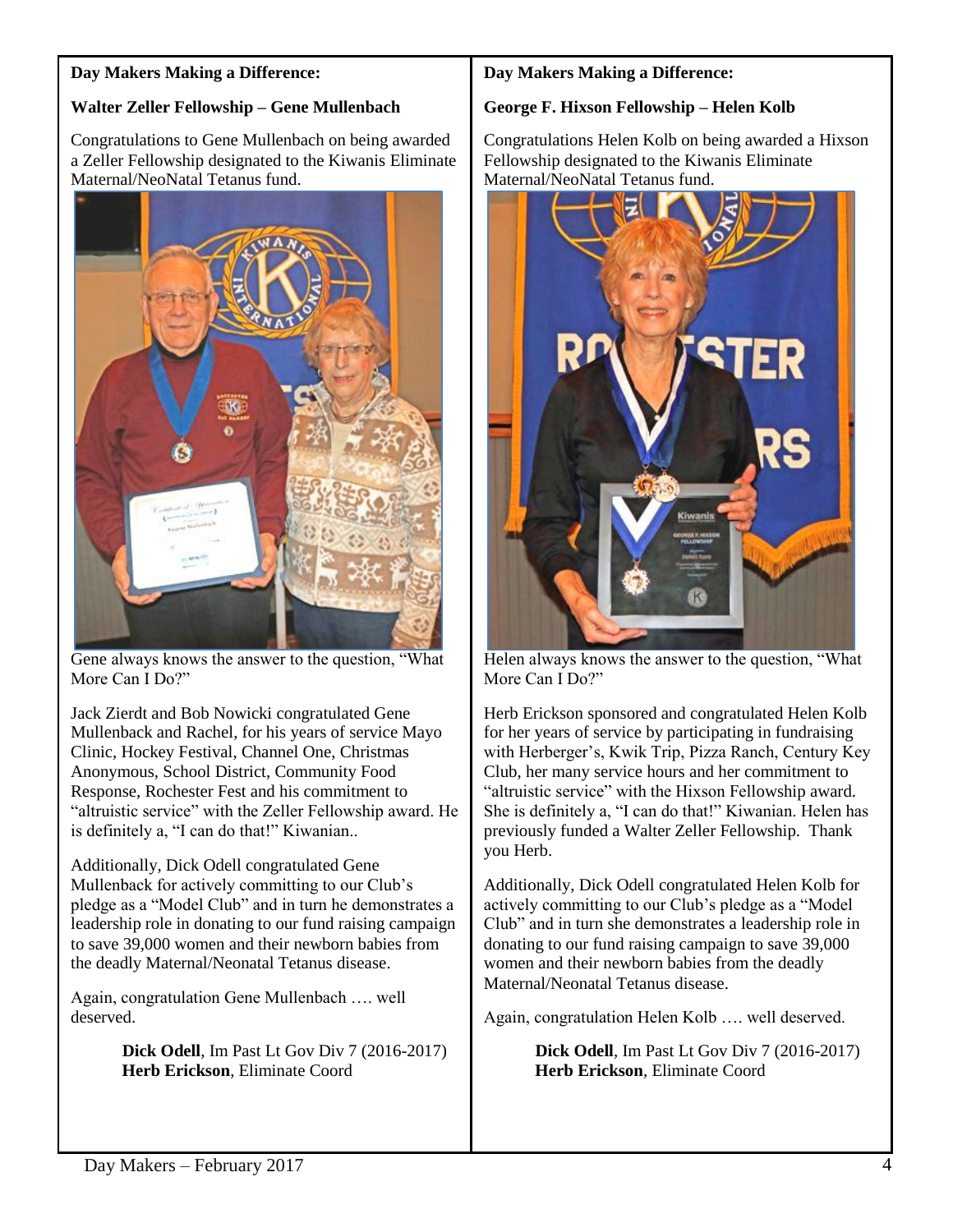**Day Makers Making a Difference:**

**Walter Zeller Fellowship – Gene Mullenbach**

Congratulations to Gene Mullenbach on being awarded a Zeller Fellowship designated to the Kiwanis Eliminate Maternal/NeoNatal Tetanus fund.

Gene always knows the answer to the question, "What More Can I Do?"

Jack Zierdt and Bob Nowicki congratulated Gene Mullenback and Rachel, for his years of service Mayo Clinic, Hockey Festival, Channel One, Christmas Anonymous, School District, Community Food Response, Rochester Fest and his commitment to "altruistic service" with the Zeller Fellowship award. He is definitely a, "I can do that!" Kiwanian..

Additionally, Dick Odell congratulated Gene Mullenback for actively committing to our Club's pledge as a "Model Club" and in turn he demonstrates a leadership role in donating to our fund raising campaign to save 39,000 women and their newborn babies from the deadly Maternal/Neonatal Tetanus disease.

Again, congratulation Gene Mullenbach …. well deserved.

**Dick Odell**, Im Past Lt Gov Div 7 (2016-2017)
**Herb Erickson**, Eliminate Coord

**Day Makers Making a Difference:**

**George F. Hixson Fellowship – Helen Kolb**

Congratulations Helen Kolb on being awarded a Hixson Fellowship designated to the Kiwanis Eliminate Maternal/NeoNatal Tetanus fund.

Helen always knows the answer to the question, "What More Can I Do?"

Herb Erickson sponsored and congratulated Helen Kolb for her years of service by participating in fundraising with Herberger's, Kwik Trip, Pizza Ranch, Century Key Club, her many service hours and her commitment to "altruistic service" with the Hixson Fellowship award. She is definitely a, "I can do that!" Kiwanian. Helen has previously funded a Walter Zeller Fellowship. Thank you Herb.

Additionally, Dick Odell congratulated Helen Kolb for actively committing to our Club's pledge as a "Model Club" and in turn she demonstrates a leadership role in donating to our fund raising campaign to save 39,000 women and their newborn babies from the deadly Maternal/Neonatal Tetanus disease.

Again, congratulation Helen Kolb …. well deserved.

**Dick Odell**, Im Past Lt Gov Div 7 (2016-2017)
**Herb Erickson**, Eliminate Coord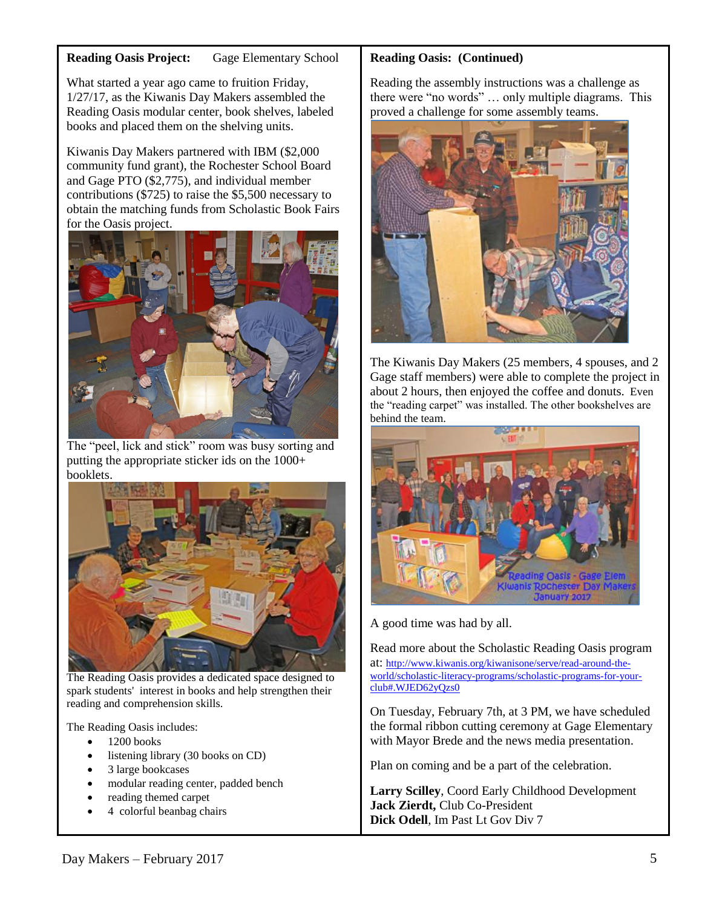**Reading Oasis Project:** Gage Elementary School

What started a year ago came to fruition Friday, 1/27/17, as the Kiwanis Day Makers assembled the Reading Oasis modular center, book shelves, labeled books and placed them on the shelving units.

Kiwanis Day Makers partnered with IBM ($2,000 community fund grant), the Rochester School Board and Gage PTO ($2,775), and individual member contributions ($725) to raise the $5,500 necessary to obtain the matching funds from Scholastic Book Fairs for the Oasis project.

The "peel, lick and stick" room was busy sorting and putting the appropriate sticker ids on the 1000+ booklets.

The Reading Oasis provides a dedicated space designed to spark students' interest in books and help strengthen their reading and comprehension skills.

The Reading Oasis includes:

- 1200 books
- listening library (30 books on CD)
- 3 large bookcases
- modular reading center, padded bench
- reading themed carpet
- 4 colorful beanbag chairs

**Reading Oasis: (Continued)**

Reading the assembly instructions was a challenge as there were "no words" … only multiple diagrams. This proved a challenge for some assembly teams.

The Kiwanis Day Makers (25 members, 4 spouses, and 2 Gage staff members) were able to complete the project in about 2 hours, then enjoyed the coffee and donuts. Even the "reading carpet" was installed. The other bookshelves are behind the team.

Reading Oasis - Gage Elem
Kiwanis Rochester Day Makers
January 2017

A good time was had by all.

Read more about the Scholastic Reading Oasis program at: http://www.kiwanis.org/kiwanisone/serve/read-around-the-world/scholastic-literacy-programs/scholastic-programs-for-your-club#.WJED62yQzs0

On Tuesday, February 7th, at 3 PM, we have scheduled the formal ribbon cutting ceremony at Gage Elementary with Mayor Brede and the news media presentation.

Plan on coming and be a part of the celebration.

**Larry Scilley**, Coord Early Childhood Development
**Jack Zierdt,** Club Co-President
**Dick Odell**, Im Past Lt Gov Div 7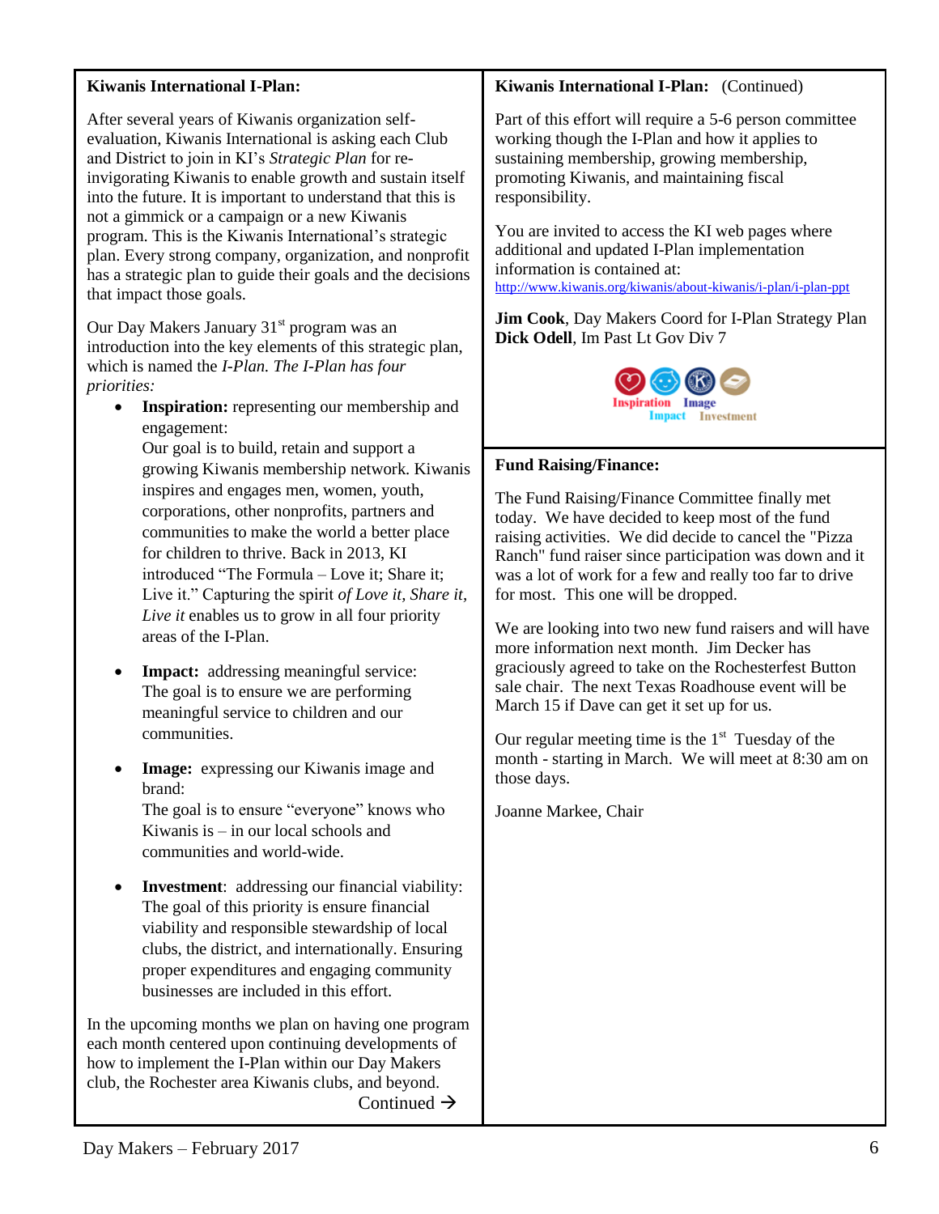**Kiwanis International I-Plan:**

After several years of Kiwanis organization self-evaluation, Kiwanis International is asking each Club and District to join in KI's *Strategic Plan* for re-invigorating Kiwanis to enable growth and sustain itself into the future. It is important to understand that this is not a gimmick or a campaign or a new Kiwanis program. This is the Kiwanis International's strategic plan. Every strong company, organization, and nonprofit has a strategic plan to guide their goals and the decisions that impact those goals.

Our Day Makers January 31st program was an introduction into the key elements of this strategic plan, which is named the *I-Plan. The I-Plan has four priorities:*

- **Inspiration:** representing our membership and engagement:
  Our goal is to build, retain and support a growing Kiwanis membership network. Kiwanis inspires and engages men, women, youth, corporations, other nonprofits, partners and communities to make the world a better place for children to thrive. Back in 2013, KI introduced "The Formula – Love it; Share it; Live it." Capturing the spirit *of Love it, Share it, Live it* enables us to grow in all four priority areas of the I-Plan.

- **Impact:** addressing meaningful service:
  The goal is to ensure we are performing meaningful service to children and our communities.

- **Image:** expressing our Kiwanis image and brand:
  The goal is to ensure "everyone" knows who Kiwanis is – in our local schools and communities and world-wide.

- **Investment**: addressing our financial viability:
  The goal of this priority is ensure financial viability and responsible stewardship of local clubs, the district, and internationally. Ensuring proper expenditures and engaging community businesses are included in this effort.

In the upcoming months we plan on having one program each month centered upon continuing developments of how to implement the I-Plan within our Day Makers club, the Rochester area Kiwanis clubs, and beyond.

Continued →

**Kiwanis International I-Plan:** (Continued)

Part of this effort will require a 5-6 person committee working though the I-Plan and how it applies to sustaining membership, growing membership, promoting Kiwanis, and maintaining fiscal responsibility.

You are invited to access the KI web pages where additional and updated I-Plan implementation information is contained at:
http://www.kiwanis.org/kiwanis/about-kiwanis/i-plan/i-plan-ppt

**Jim Cook**, Day Makers Coord for I-Plan Strategy Plan
**Dick Odell**, Im Past Lt Gov Div 7

Inspiration Image
Impact Investment

**Fund Raising/Finance:**

The Fund Raising/Finance Committee finally met today. We have decided to keep most of the fund raising activities. We did decide to cancel the "Pizza Ranch" fund raiser since participation was down and it was a lot of work for a few and really too far to drive for most. This one will be dropped.

We are looking into two new fund raisers and will have more information next month. Jim Decker has graciously agreed to take on the Rochesterfest Button sale chair. The next Texas Roadhouse event will be March 15 if Dave can get it set up for us.

Our regular meeting time is the 1st Tuesday of the month - starting in March. We will meet at 8:30 am on those days.

Joanne Markee, Chair